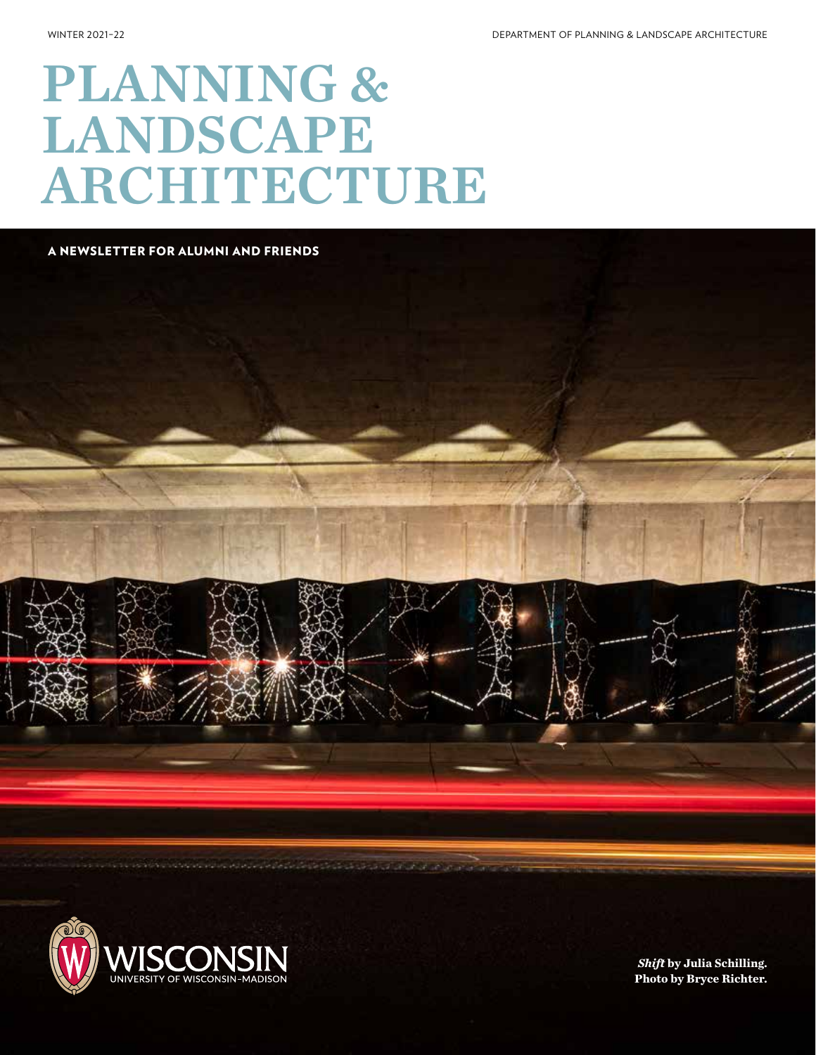WINTER 2021–22

DEPARTMENT OF PLANNING & LANDSCAPE ARCHITECTURE

# PLANNING & LANDSCAPE ARCHITECTURE

**A NEWSLETTER FOR ALUMNI AND FRIENDS**

***Shift*** **by Julia Schilling. Photo by Bryce Richter.**

WISCONSIN
UNIVERSITY OF WISCONSIN–MADISON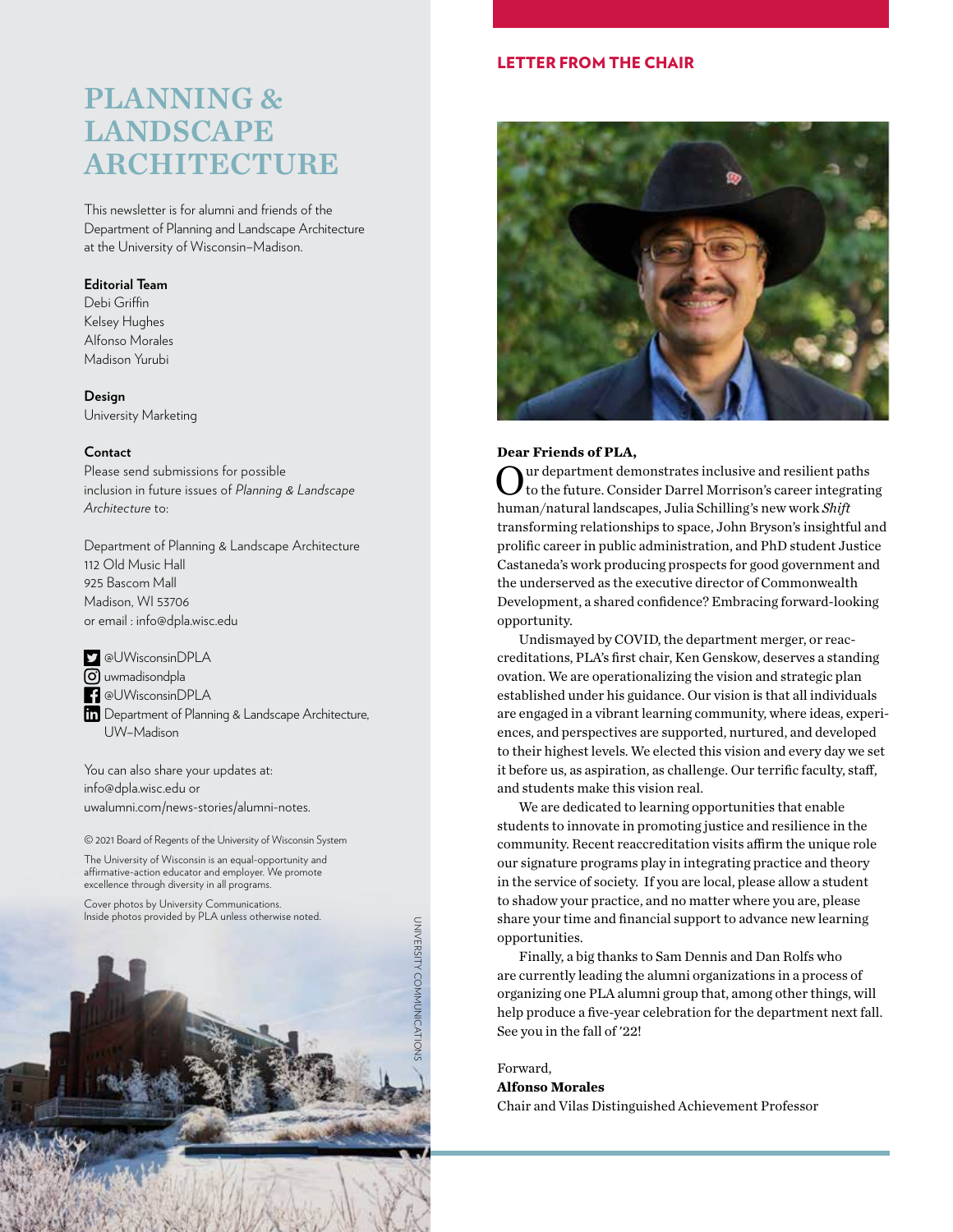# PLANNING & LANDSCAPE ARCHITECTURE

This newsletter is for alumni and friends of the Department of Planning and Landscape Architecture at the University of Wisconsin–Madison.

**Editorial Team**
Debi Griffin
Kelsey Hughes
Alfonso Morales
Madison Yurubi

**Design**
University Marketing

**Contact**
Please send submissions for possible inclusion in future issues of *Planning & Landscape Architecture* to:

Department of Planning & Landscape Architecture
112 Old Music Hall
925 Bascom Mall
Madison, WI 53706
or email : info@dpla.wisc.edu

@UWisconsinDPLA
uwmadisondpla
@UWisconsinDPLA
Department of Planning & Landscape Architecture, UW–Madison

You can also share your updates at:
info@dpla.wisc.edu or
uwalumni.com/news-stories/alumni-notes.

© 2021 Board of Regents of the University of Wisconsin System

The University of Wisconsin is an equal-opportunity and affirmative-action educator and employer. We promote excellence through diversity in all programs.

Cover photos by University Communications.
Inside photos provided by PLA unless otherwise noted.

UNIVERSITY COMMUNICATIONS

## LETTER FROM THE CHAIR

**Dear Friends of PLA,**

Our department demonstrates inclusive and resilient paths to the future. Consider Darrel Morrison's career integrating human/natural landscapes, Julia Schilling's new work *Shift* transforming relationships to space, John Bryson's insightful and prolific career in public administration, and PhD student Justice Castaneda's work producing prospects for good government and the underserved as the executive director of Commonwealth Development, a shared confidence? Embracing forward-looking opportunity.

Undismayed by COVID, the department merger, or reaccreditations, PLA's first chair, Ken Genskow, deserves a standing ovation. We are operationalizing the vision and strategic plan established under his guidance. Our vision is that all individuals are engaged in a vibrant learning community, where ideas, experiences, and perspectives are supported, nurtured, and developed to their highest levels. We elected this vision and every day we set it before us, as aspiration, as challenge. Our terrific faculty, staff, and students make this vision real.

We are dedicated to learning opportunities that enable students to innovate in promoting justice and resilience in the community. Recent reaccreditation visits affirm the unique role our signature programs play in integrating practice and theory in the service of society. If you are local, please allow a student to shadow your practice, and no matter where you are, please share your time and financial support to advance new learning opportunities.

Finally, a big thanks to Sam Dennis and Dan Rolfs who are currently leading the alumni organizations in a process of organizing one PLA alumni group that, among other things, will help produce a five-year celebration for the department next fall. See you in the fall of '22!

Forward,
**Alfonso Morales**
Chair and Vilas Distinguished Achievement Professor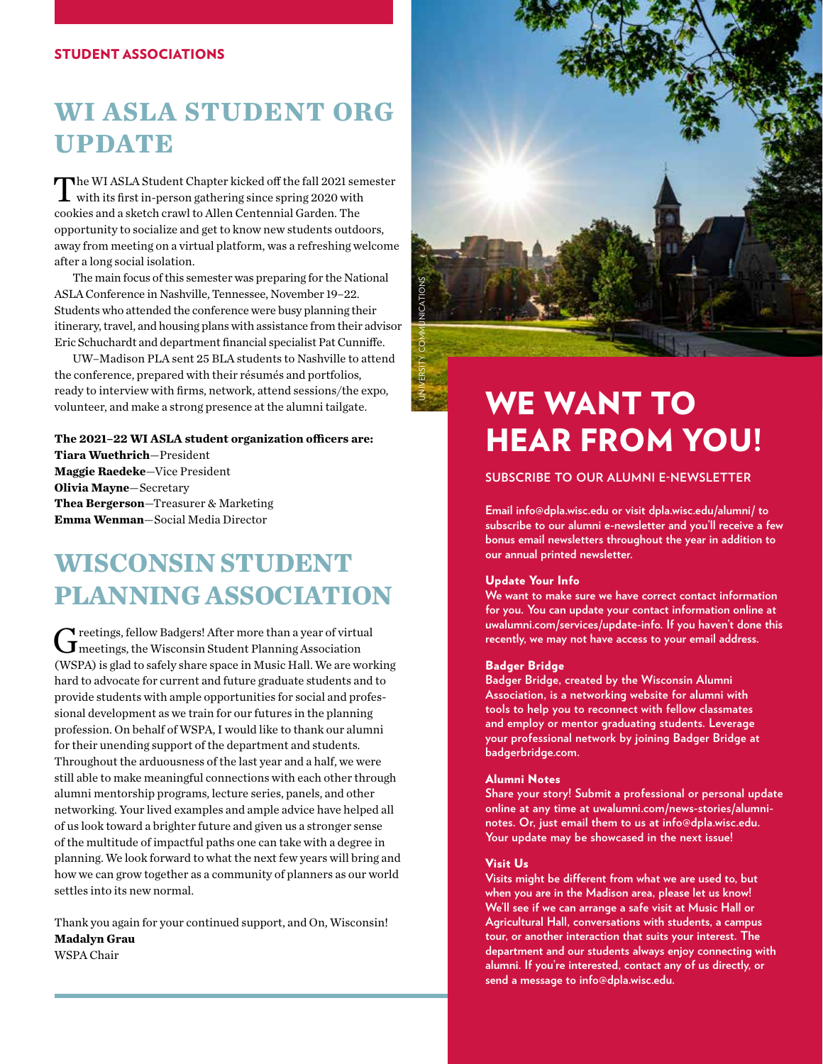STUDENT ASSOCIATIONS

# WI ASLA STUDENT ORG UPDATE

The WI ASLA Student Chapter kicked off the fall 2021 semester with its first in-person gathering since spring 2020 with cookies and a sketch crawl to Allen Centennial Garden. The opportunity to socialize and get to know new students outdoors, away from meeting on a virtual platform, was a refreshing welcome after a long social isolation.

The main focus of this semester was preparing for the National ASLA Conference in Nashville, Tennessee, November 19–22. Students who attended the conference were busy planning their itinerary, travel, and housing plans with assistance from their advisor Eric Schuchardt and department financial specialist Pat Cunniffe.

UW–Madison PLA sent 25 BLA students to Nashville to attend the conference, prepared with their résumés and portfolios, ready to interview with firms, network, attend sessions/the expo, volunteer, and make a strong presence at the alumni tailgate.

**The 2021–22 WI ASLA student organization officers are:**
**Tiara Wuethrich**—President
**Maggie Raedeke**—Vice President
**Olivia Mayne**—Secretary
**Thea Bergerson**—Treasurer & Marketing
**Emma Wenman**—Social Media Director

# WISCONSIN STUDENT PLANNING ASSOCIATION

Greetings, fellow Badgers! After more than a year of virtual meetings, the Wisconsin Student Planning Association (WSPA) is glad to safely share space in Music Hall. We are working hard to advocate for current and future graduate students and to provide students with ample opportunities for social and professional development as we train for our futures in the planning profession. On behalf of WSPA, I would like to thank our alumni for their unending support of the department and students. Throughout the arduousness of the last year and a half, we were still able to make meaningful connections with each other through alumni mentorship programs, lecture series, panels, and other networking. Your lived examples and ample advice have helped all of us look toward a brighter future and given us a stronger sense of the multitude of impactful paths one can take with a degree in planning. We look forward to what the next few years will bring and how we can grow together as a community of planners as our world settles into its new normal.

Thank you again for your continued support, and On, Wisconsin!
**Madalyn Grau**
WSPA Chair

UNIVERSITY COMMUNICATIONS

# WE WANT TO HEAR FROM YOU!

## SUBSCRIBE TO OUR ALUMNI E-NEWSLETTER

Email info@dpla.wisc.edu or visit dpla.wisc.edu/alumni/ to subscribe to our alumni e-newsletter and you'll receive a few bonus email newsletters throughout the year in addition to our annual printed newsletter.

### Update Your Info

We want to make sure we have correct contact information for you. You can update your contact information online at uwalumni.com/services/update-info. If you haven't done this recently, we may not have access to your email address.

### Badger Bridge

Badger Bridge, created by the Wisconsin Alumni Association, is a networking website for alumni with tools to help you to reconnect with fellow classmates and employ or mentor graduating students. Leverage your professional network by joining Badger Bridge at badgerbridge.com.

### Alumni Notes

Share your story! Submit a professional or personal update online at any time at uwalumni.com/news-stories/alumni-notes. Or, just email them to us at info@dpla.wisc.edu. Your update may be showcased in the next issue!

### Visit Us

Visits might be different from what we are used to, but when you are in the Madison area, please let us know! We'll see if we can arrange a safe visit at Music Hall or Agricultural Hall, conversations with students, a campus tour, or another interaction that suits your interest. The department and our students always enjoy connecting with alumni. If you're interested, contact any of us directly, or send a message to info@dpla.wisc.edu.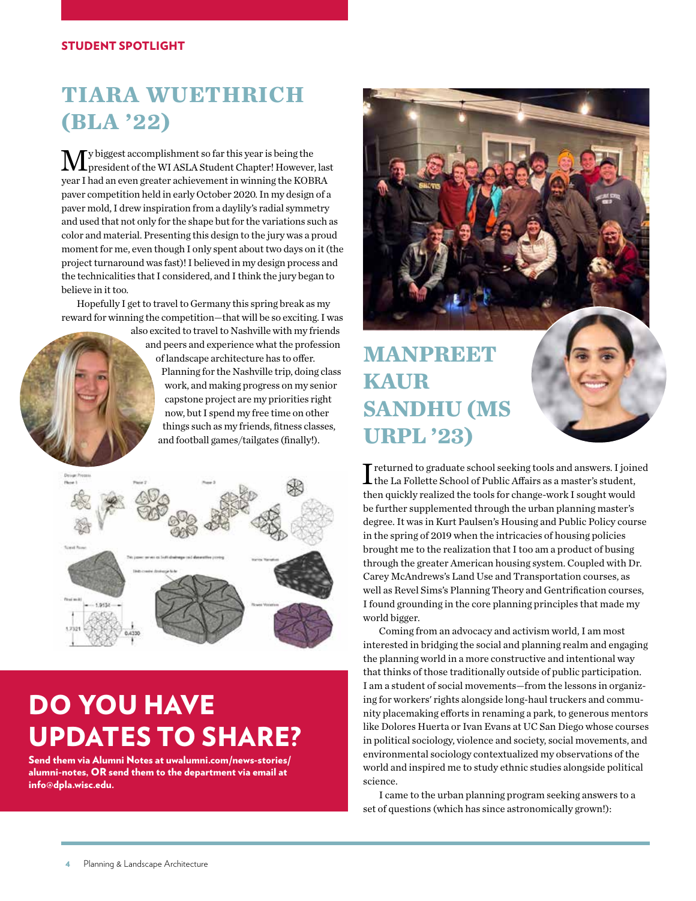STUDENT SPOTLIGHT

## TIARA WUETHRICH (BLA '22)

My biggest accomplishment so far this year is being the president of the WI ASLA Student Chapter! However, last year I had an even greater achievement in winning the KOBRA paver competition held in early October 2020. In my design of a paver mold, I drew inspiration from a daylily's radial symmetry and used that not only for the shape but for the variations such as color and material. Presenting this design to the jury was a proud moment for me, even though I only spent about two days on it (the project turnaround was fast)! I believed in my design process and the technicalities that I considered, and I think the jury began to believe in it too.

Hopefully I get to travel to Germany this spring break as my reward for winning the competition—that will be so exciting. I was also excited to travel to Nashville with my friends and peers and experience what the profession of landscape architecture has to offer. Planning for the Nashville trip, doing class work, and making progress on my senior capstone project are my priorities right now, but I spend my free time on other things such as my friends, fitness classes, and football games/tailgates (finally!).

## DO YOU HAVE UPDATES TO SHARE?

**Send them via Alumni Notes at uwalumni.com/news-stories/alumni-notes, OR send them to the department via email at info@dpla.wisc.edu.**

## MANPREET KAUR SANDHU (MS URPL '23)

I returned to graduate school seeking tools and answers. I joined the La Follette School of Public Affairs as a master's student, then quickly realized the tools for change-work I sought would be further supplemented through the urban planning master's degree. It was in Kurt Paulsen's Housing and Public Policy course in the spring of 2019 when the intricacies of housing policies brought me to the realization that I too am a product of busing through the greater American housing system. Coupled with Dr. Carey McAndrews's Land Use and Transportation courses, as well as Revel Sims's Planning Theory and Gentrification courses, I found grounding in the core planning principles that made my world bigger.

Coming from an advocacy and activism world, I am most interested in bridging the social and planning realm and engaging the planning world in a more constructive and intentional way that thinks of those traditionally outside of public participation. I am a student of social movements—from the lessons in organizing for workers' rights alongside long-haul truckers and community placemaking efforts in renaming a park, to generous mentors like Dolores Huerta or Ivan Evans at UC San Diego whose courses in political sociology, violence and society, social movements, and environmental sociology contextualized my observations of the world and inspired me to study ethnic studies alongside political science.

I came to the urban planning program seeking answers to a set of questions (which has since astronomically grown!):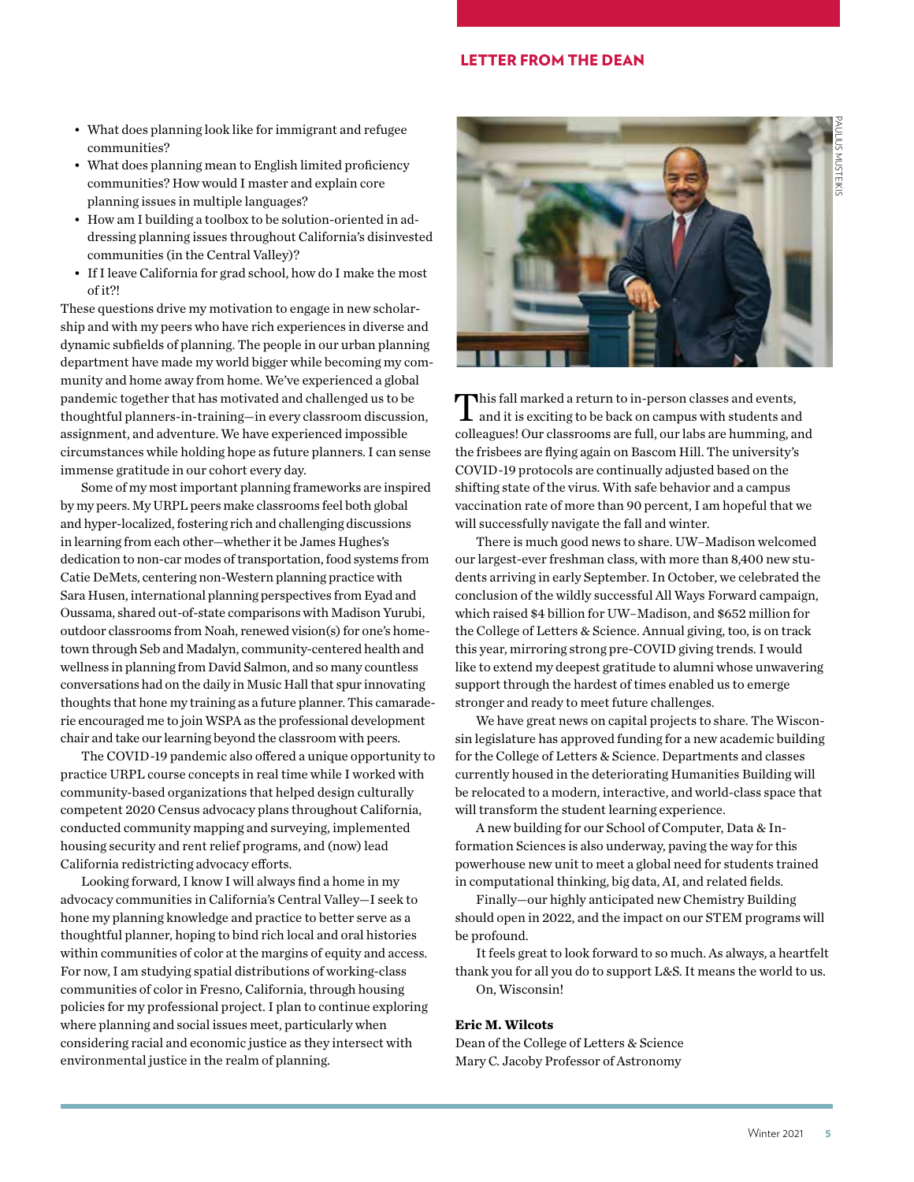- What does planning look like for immigrant and refugee communities?
- What does planning mean to English limited proficiency communities? How would I master and explain core planning issues in multiple languages?
- How am I building a toolbox to be solution-oriented in addressing planning issues throughout California's disinvested communities (in the Central Valley)?
- If I leave California for grad school, how do I make the most of it?!

These questions drive my motivation to engage in new scholarship and with my peers who have rich experiences in diverse and dynamic subfields of planning. The people in our urban planning department have made my world bigger while becoming my community and home away from home. We've experienced a global pandemic together that has motivated and challenged us to be thoughtful planners-in-training—in every classroom discussion, assignment, and adventure. We have experienced impossible circumstances while holding hope as future planners. I can sense immense gratitude in our cohort every day.

Some of my most important planning frameworks are inspired by my peers. My URPL peers make classrooms feel both global and hyper-localized, fostering rich and challenging discussions in learning from each other—whether it be James Hughes's dedication to non-car modes of transportation, food systems from Catie DeMets, centering non-Western planning practice with Sara Husen, international planning perspectives from Eyad and Oussama, shared out-of-state comparisons with Madison Yurubi, outdoor classrooms from Noah, renewed vision(s) for one's hometown through Seb and Madalyn, community-centered health and wellness in planning from David Salmon, and so many countless conversations had on the daily in Music Hall that spur innovating thoughts that hone my training as a future planner. This camaraderie encouraged me to join WSPA as the professional development chair and take our learning beyond the classroom with peers.

The COVID-19 pandemic also offered a unique opportunity to practice URPL course concepts in real time while I worked with community-based organizations that helped design culturally competent 2020 Census advocacy plans throughout California, conducted community mapping and surveying, implemented housing security and rent relief programs, and (now) lead California redistricting advocacy efforts.

Looking forward, I know I will always find a home in my advocacy communities in California's Central Valley—I seek to hone my planning knowledge and practice to better serve as a thoughtful planner, hoping to bind rich local and oral histories within communities of color at the margins of equity and access. For now, I am studying spatial distributions of working-class communities of color in Fresno, California, through housing policies for my professional project. I plan to continue exploring where planning and social issues meet, particularly when considering racial and economic justice as they intersect with environmental justice in the realm of planning.

## LETTER FROM THE DEAN

PAULIUS MUSTEIKIS

This fall marked a return to in-person classes and events, and it is exciting to be back on campus with students and colleagues! Our classrooms are full, our labs are humming, and the frisbees are flying again on Bascom Hill. The university's COVID-19 protocols are continually adjusted based on the shifting state of the virus. With safe behavior and a campus vaccination rate of more than 90 percent, I am hopeful that we will successfully navigate the fall and winter.

There is much good news to share. UW–Madison welcomed our largest-ever freshman class, with more than 8,400 new students arriving in early September. In October, we celebrated the conclusion of the wildly successful All Ways Forward campaign, which raised $4 billion for UW–Madison, and $652 million for the College of Letters & Science. Annual giving, too, is on track this year, mirroring strong pre-COVID giving trends. I would like to extend my deepest gratitude to alumni whose unwavering support through the hardest of times enabled us to emerge stronger and ready to meet future challenges.

We have great news on capital projects to share. The Wisconsin legislature has approved funding for a new academic building for the College of Letters & Science. Departments and classes currently housed in the deteriorating Humanities Building will be relocated to a modern, interactive, and world-class space that will transform the student learning experience.

A new building for our School of Computer, Data & Information Sciences is also underway, paving the way for this powerhouse new unit to meet a global need for students trained in computational thinking, big data, AI, and related fields.

Finally—our highly anticipated new Chemistry Building should open in 2022, and the impact on our STEM programs will be profound.

It feels great to look forward to so much. As always, a heartfelt thank you for all you do to support L&S. It means the world to us.

On, Wisconsin!

**Eric M. Wilcots**
Dean of the College of Letters & Science
Mary C. Jacoby Professor of Astronomy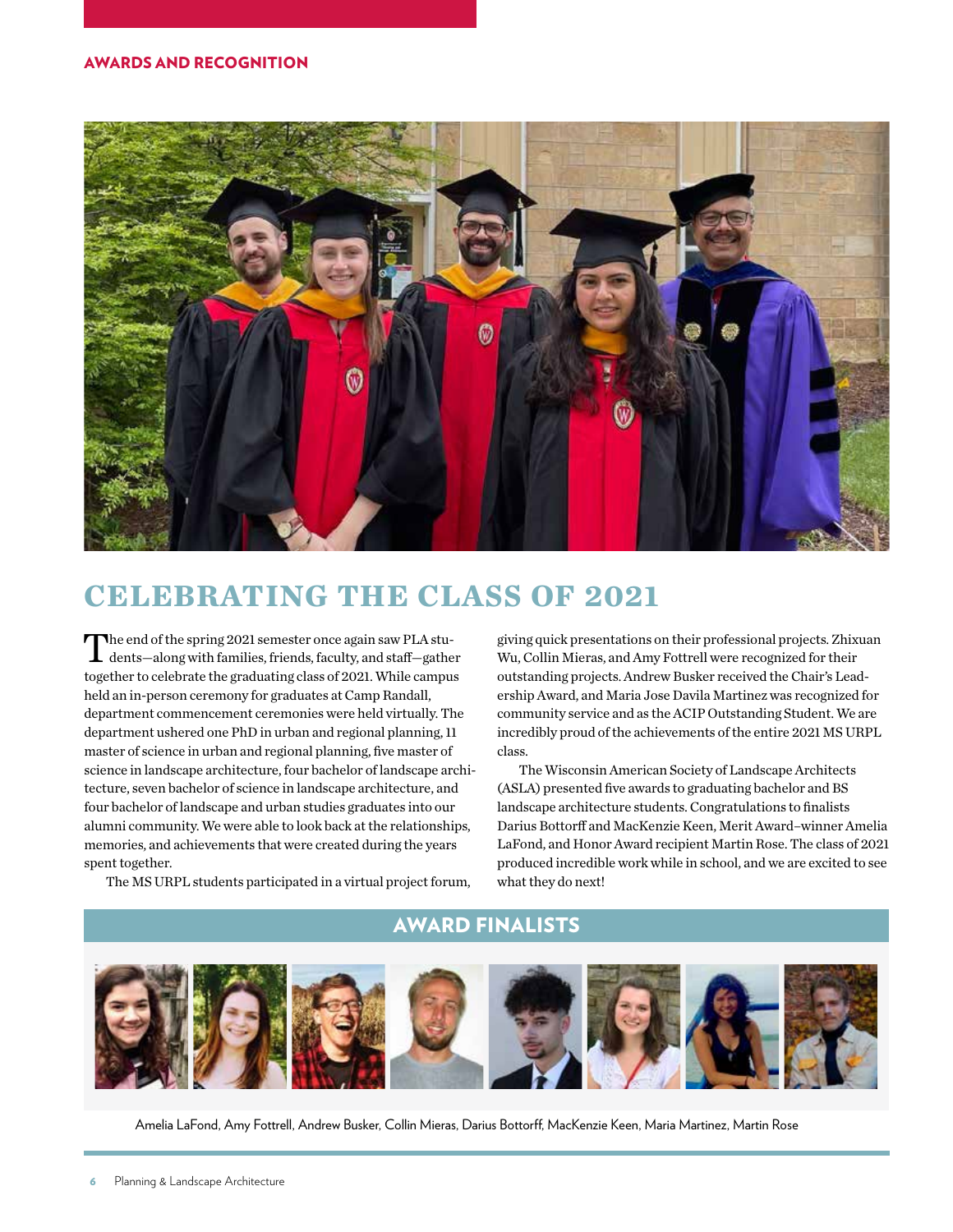AWARDS AND RECOGNITION

# CELEBRATING THE CLASS OF 2021

The end of the spring 2021 semester once again saw PLA students—along with families, friends, faculty, and staff—gather together to celebrate the graduating class of 2021. While campus held an in-person ceremony for graduates at Camp Randall, department commencement ceremonies were held virtually. The department ushered one PhD in urban and regional planning, 11 master of science in urban and regional planning, five master of science in landscape architecture, four bachelor of landscape architecture, seven bachelor of science in landscape architecture, and four bachelor of landscape and urban studies graduates into our alumni community. We were able to look back at the relationships, memories, and achievements that were created during the years spent together.

The MS URPL students participated in a virtual project forum, giving quick presentations on their professional projects. Zhixuan Wu, Collin Mieras, and Amy Fottrell were recognized for their outstanding projects. Andrew Busker received the Chair's Leadership Award, and Maria Jose Davila Martinez was recognized for community service and as the ACIP Outstanding Student. We are incredibly proud of the achievements of the entire 2021 MS URPL class.

The Wisconsin American Society of Landscape Architects (ASLA) presented five awards to graduating bachelor and BS landscape architecture students. Congratulations to finalists Darius Bottorff and MacKenzie Keen, Merit Award–winner Amelia LaFond, and Honor Award recipient Martin Rose. The class of 2021 produced incredible work while in school, and we are excited to see what they do next!

## AWARD FINALISTS

Amelia LaFond, Amy Fottrell, Andrew Busker, Collin Mieras, Darius Bottorff, MacKenzie Keen, Maria Martinez, Martin Rose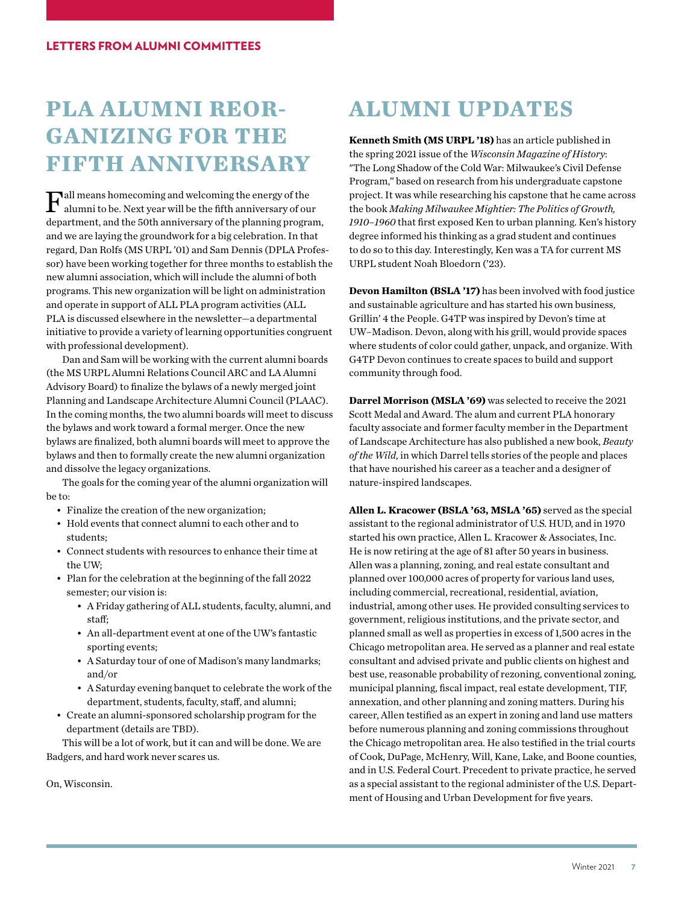LETTERS FROM ALUMNI COMMITTEES

# PLA ALUMNI REORGANIZING FOR THE FIFTH ANNIVERSARY

Fall means homecoming and welcoming the energy of the alumni to be. Next year will be the fifth anniversary of our department, and the 50th anniversary of the planning program, and we are laying the groundwork for a big celebration. In that regard, Dan Rolfs (MS URPL '01) and Sam Dennis (DPLA Professor) have been working together for three months to establish the new alumni association, which will include the alumni of both programs. This new organization will be light on administration and operate in support of ALL PLA program activities (ALL PLA is discussed elsewhere in the newsletter—a departmental initiative to provide a variety of learning opportunities congruent with professional development).

Dan and Sam will be working with the current alumni boards (the MS URPL Alumni Relations Council ARC and LA Alumni Advisory Board) to finalize the bylaws of a newly merged joint Planning and Landscape Architecture Alumni Council (PLAAC). In the coming months, the two alumni boards will meet to discuss the bylaws and work toward a formal merger. Once the new bylaws are finalized, both alumni boards will meet to approve the bylaws and then to formally create the new alumni organization and dissolve the legacy organizations.

The goals for the coming year of the alumni organization will be to:

- Finalize the creation of the new organization;
- Hold events that connect alumni to each other and to students;
- Connect students with resources to enhance their time at the UW;
- Plan for the celebration at the beginning of the fall 2022 semester; our vision is:
  - A Friday gathering of ALL students, faculty, alumni, and staff;
  - An all-department event at one of the UW's fantastic sporting events;
  - A Saturday tour of one of Madison's many landmarks; and/or
  - A Saturday evening banquet to celebrate the work of the department, students, faculty, staff, and alumni;
- Create an alumni-sponsored scholarship program for the department (details are TBD).

This will be a lot of work, but it can and will be done. We are Badgers, and hard work never scares us.

On, Wisconsin.

# ALUMNI UPDATES

**Kenneth Smith (MS URPL '18)** has an article published in the spring 2021 issue of the *Wisconsin Magazine of History*: "The Long Shadow of the Cold War: Milwaukee's Civil Defense Program," based on research from his undergraduate capstone project. It was while researching his capstone that he came across the book *Making Milwaukee Mightier: The Politics of Growth, 1910–1960* that first exposed Ken to urban planning. Ken's history degree informed his thinking as a grad student and continues to do so to this day. Interestingly, Ken was a TA for current MS URPL student Noah Bloedorn ('23).

**Devon Hamilton (BSLA '17)** has been involved with food justice and sustainable agriculture and has started his own business, Grillin' 4 the People. G4TP was inspired by Devon's time at UW–Madison. Devon, along with his grill, would provide spaces where students of color could gather, unpack, and organize. With G4TP Devon continues to create spaces to build and support community through food.

**Darrel Morrison (MSLA '69)** was selected to receive the 2021 Scott Medal and Award. The alum and current PLA honorary faculty associate and former faculty member in the Department of Landscape Architecture has also published a new book, *Beauty of the Wild*, in which Darrel tells stories of the people and places that have nourished his career as a teacher and a designer of nature-inspired landscapes.

**Allen L. Kracower (BSLA '63, MSLA '65)** served as the special assistant to the regional administrator of U.S. HUD, and in 1970 started his own practice, Allen L. Kracower & Associates, Inc. He is now retiring at the age of 81 after 50 years in business. Allen was a planning, zoning, and real estate consultant and planned over 100,000 acres of property for various land uses, including commercial, recreational, residential, aviation, industrial, among other uses. He provided consulting services to government, religious institutions, and the private sector, and planned small as well as properties in excess of 1,500 acres in the Chicago metropolitan area. He served as a planner and real estate consultant and advised private and public clients on highest and best use, reasonable probability of rezoning, conventional zoning, municipal planning, fiscal impact, real estate development, TIF, annexation, and other planning and zoning matters. During his career, Allen testified as an expert in zoning and land use matters before numerous planning and zoning commissions throughout the Chicago metropolitan area. He also testified in the trial courts of Cook, DuPage, McHenry, Will, Kane, Lake, and Boone counties, and in U.S. Federal Court. Precedent to private practice, he served as a special assistant to the regional administer of the U.S. Department of Housing and Urban Development for five years.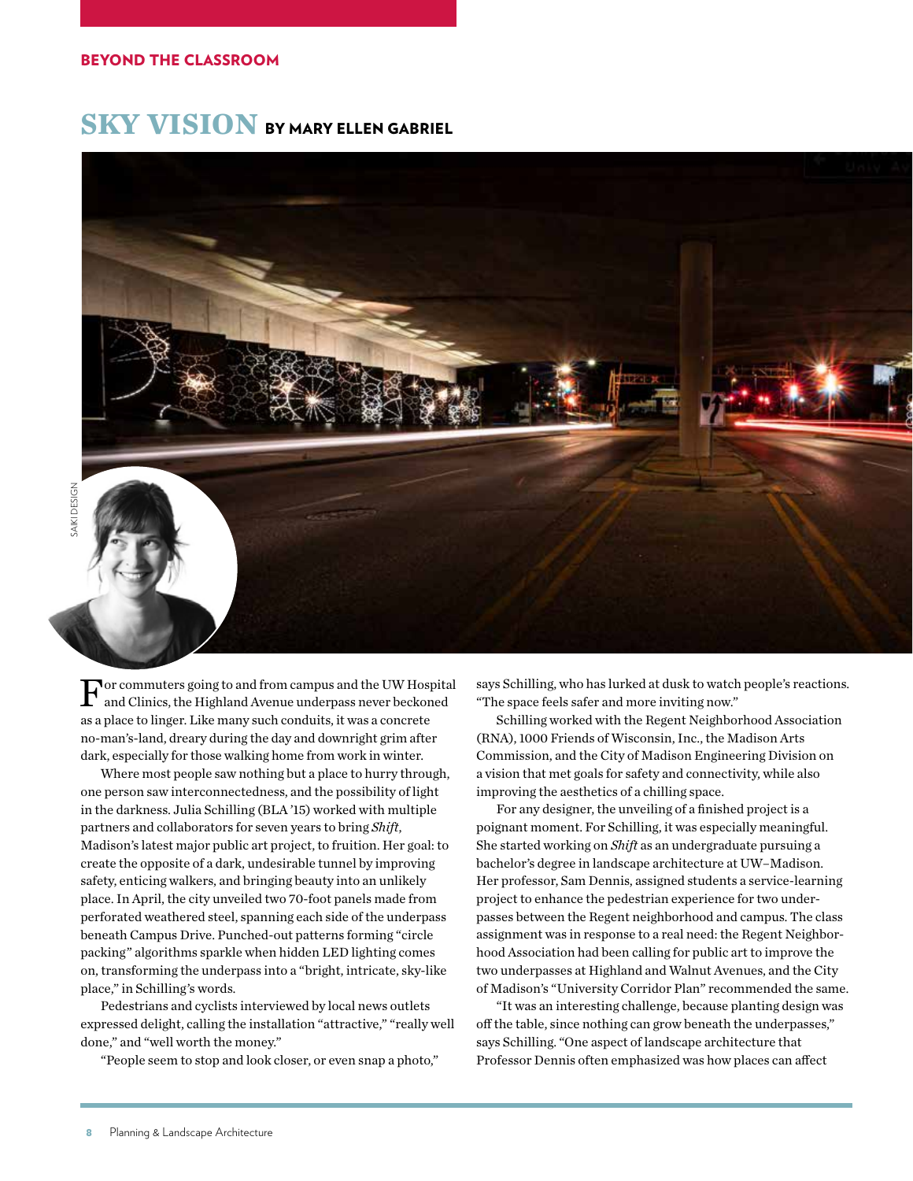BEYOND THE CLASSROOM

# SKY VISION BY MARY ELLEN GABRIEL

SAIKI DESIGN

For commuters going to and from campus and the UW Hospital and Clinics, the Highland Avenue underpass never beckoned as a place to linger. Like many such conduits, it was a concrete no-man's-land, dreary during the day and downright grim after dark, especially for those walking home from work in winter.

Where most people saw nothing but a place to hurry through, one person saw interconnectedness, and the possibility of light in the darkness. Julia Schilling (BLA '15) worked with multiple partners and collaborators for seven years to bring *Shift*, Madison's latest major public art project, to fruition. Her goal: to create the opposite of a dark, undesirable tunnel by improving safety, enticing walkers, and bringing beauty into an unlikely place. In April, the city unveiled two 70-foot panels made from perforated weathered steel, spanning each side of the underpass beneath Campus Drive. Punched-out patterns forming "circle packing" algorithms sparkle when hidden LED lighting comes on, transforming the underpass into a "bright, intricate, sky-like place," in Schilling's words.

Pedestrians and cyclists interviewed by local news outlets expressed delight, calling the installation "attractive," "really well done," and "well worth the money."

"People seem to stop and look closer, or even snap a photo," says Schilling, who has lurked at dusk to watch people's reactions. "The space feels safer and more inviting now."

Schilling worked with the Regent Neighborhood Association (RNA), 1000 Friends of Wisconsin, Inc., the Madison Arts Commission, and the City of Madison Engineering Division on a vision that met goals for safety and connectivity, while also improving the aesthetics of a chilling space.

For any designer, the unveiling of a finished project is a poignant moment. For Schilling, it was especially meaningful. She started working on *Shift* as an undergraduate pursuing a bachelor's degree in landscape architecture at UW–Madison. Her professor, Sam Dennis, assigned students a service-learning project to enhance the pedestrian experience for two underpasses between the Regent neighborhood and campus. The class assignment was in response to a real need: the Regent Neighborhood Association had been calling for public art to improve the two underpasses at Highland and Walnut Avenues, and the City of Madison's "University Corridor Plan" recommended the same.

"It was an interesting challenge, because planting design was off the table, since nothing can grow beneath the underpasses," says Schilling. "One aspect of landscape architecture that Professor Dennis often emphasized was how places can affect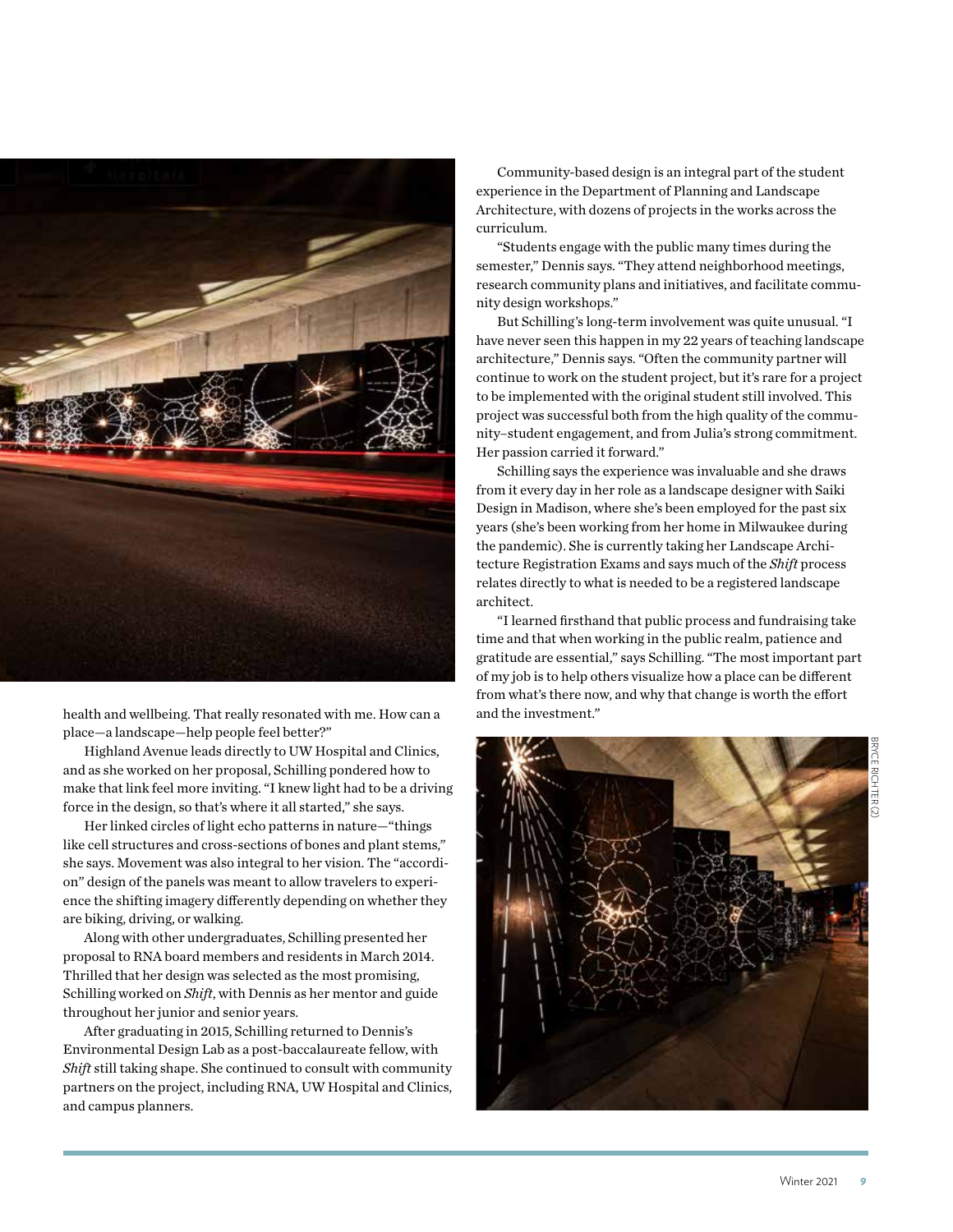health and wellbeing. That really resonated with me. How can a place—a landscape—help people feel better?"

Highland Avenue leads directly to UW Hospital and Clinics, and as she worked on her proposal, Schilling pondered how to make that link feel more inviting. "I knew light had to be a driving force in the design, so that's where it all started," she says.

Her linked circles of light echo patterns in nature—"things like cell structures and cross-sections of bones and plant stems," she says. Movement was also integral to her vision. The "accordion" design of the panels was meant to allow travelers to experience the shifting imagery differently depending on whether they are biking, driving, or walking.

Along with other undergraduates, Schilling presented her proposal to RNA board members and residents in March 2014. Thrilled that her design was selected as the most promising, Schilling worked on *Shift*, with Dennis as her mentor and guide throughout her junior and senior years.

After graduating in 2015, Schilling returned to Dennis's Environmental Design Lab as a post-baccalaureate fellow, with *Shift* still taking shape. She continued to consult with community partners on the project, including RNA, UW Hospital and Clinics, and campus planners.

Community-based design is an integral part of the student experience in the Department of Planning and Landscape Architecture, with dozens of projects in the works across the curriculum.

"Students engage with the public many times during the semester," Dennis says. "They attend neighborhood meetings, research community plans and initiatives, and facilitate community design workshops."

But Schilling's long-term involvement was quite unusual. "I have never seen this happen in my 22 years of teaching landscape architecture," Dennis says. "Often the community partner will continue to work on the student project, but it's rare for a project to be implemented with the original student still involved. This project was successful both from the high quality of the community–student engagement, and from Julia's strong commitment. Her passion carried it forward."

Schilling says the experience was invaluable and she draws from it every day in her role as a landscape designer with Saiki Design in Madison, where she's been employed for the past six years (she's been working from her home in Milwaukee during the pandemic). She is currently taking her Landscape Architecture Registration Exams and says much of the *Shift* process relates directly to what is needed to be a registered landscape architect.

"I learned firsthand that public process and fundraising take time and that when working in the public realm, patience and gratitude are essential," says Schilling. "The most important part of my job is to help others visualize how a place can be different from what's there now, and why that change is worth the effort and the investment."

BRYCE RICHTER (2)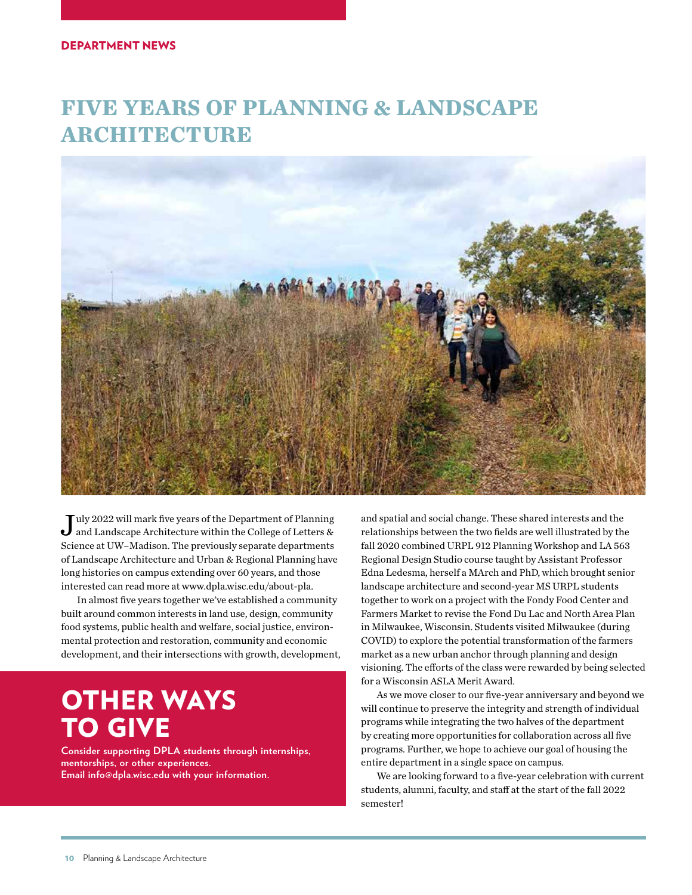DEPARTMENT NEWS

# FIVE YEARS OF PLANNING & LANDSCAPE ARCHITECTURE

July 2022 will mark five years of the Department of Planning and Landscape Architecture within the College of Letters & Science at UW–Madison. The previously separate departments of Landscape Architecture and Urban & Regional Planning have long histories on campus extending over 60 years, and those interested can read more at www.dpla.wisc.edu/about-pla.

In almost five years together we've established a community built around common interests in land use, design, community food systems, public health and welfare, social justice, environmental protection and restoration, community and economic development, and their intersections with growth, development, and spatial and social change. These shared interests and the relationships between the two fields are well illustrated by the fall 2020 combined URPL 912 Planning Workshop and LA 563 Regional Design Studio course taught by Assistant Professor Edna Ledesma, herself a MArch and PhD, which brought senior landscape architecture and second-year MS URPL students together to work on a project with the Fondy Food Center and Farmers Market to revise the Fond Du Lac and North Area Plan in Milwaukee, Wisconsin. Students visited Milwaukee (during COVID) to explore the potential transformation of the farmers market as a new urban anchor through planning and design visioning. The efforts of the class were rewarded by being selected for a Wisconsin ASLA Merit Award.

As we move closer to our five-year anniversary and beyond we will continue to preserve the integrity and strength of individual programs while integrating the two halves of the department by creating more opportunities for collaboration across all five programs. Further, we hope to achieve our goal of housing the entire department in a single space on campus.

We are looking forward to a five-year celebration with current students, alumni, faculty, and staff at the start of the fall 2022 semester!

## OTHER WAYS TO GIVE

**Consider supporting DPLA students through internships, mentorships, or other experiences. Email info@dpla.wisc.edu with your information.**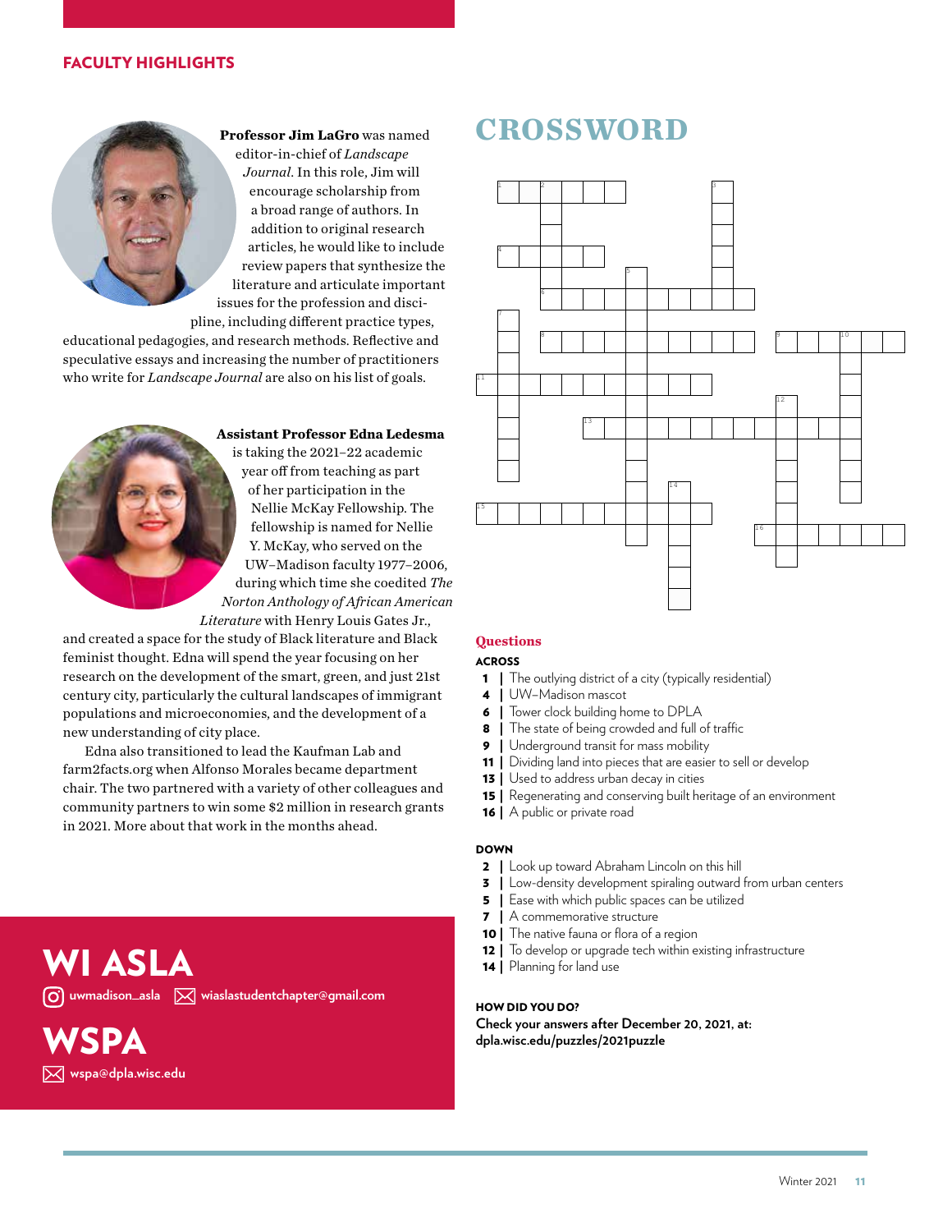## FACULTY HIGHLIGHTS

**Professor Jim LaGro** was named editor-in-chief of *Landscape Journal*. In this role, Jim will encourage scholarship from a broad range of authors. In addition to original research articles, he would like to include review papers that synthesize the literature and articulate important issues for the profession and discipline, including different practice types, educational pedagogies, and research methods. Reflective and speculative essays and increasing the number of practitioners who write for *Landscape Journal* are also on his list of goals.

**Assistant Professor Edna Ledesma** is taking the 2021–22 academic year off from teaching as part of her participation in the Nellie McKay Fellowship. The fellowship is named for Nellie Y. McKay, who served on the UW–Madison faculty 1977–2006, during which time she coedited *The Norton Anthology of African American Literature* with Henry Louis Gates Jr., and created a space for the study of Black literature and Black feminist thought. Edna will spend the year focusing on her research on the development of the smart, green, and just 21st century city, particularly the cultural landscapes of immigrant populations and microeconomies, and the development of a new understanding of city place.

Edna also transitioned to lead the Kaufman Lab and farm2facts.org when Alfonso Morales became department chair. The two partnered with a variety of other colleagues and community partners to win some $2 million in research grants in 2021. More about that work in the months ahead.

## WI ASLA

uwmadison_asla  wiaslastudentchapter@gmail.com

## WSPA

wspa@dpla.wisc.edu

# CROSSWORD

### Questions

**ACROSS**

- **1** | The outlying district of a city (typically residential)
- **4** | UW–Madison mascot
- **6** | Tower clock building home to DPLA
- **8** | The state of being crowded and full of traffic
- **9** | Underground transit for mass mobility
- **11** | Dividing land into pieces that are easier to sell or develop
- **13** | Used to address urban decay in cities
- **15** | Regenerating and conserving built heritage of an environment
- **16** | A public or private road

**DOWN**

- **2** | Look up toward Abraham Lincoln on this hill
- **3** | Low-density development spiraling outward from urban centers
- **5** | Ease with which public spaces can be utilized
- **7** | A commemorative structure
- **10** | The native fauna or flora of a region
- **12** | To develop or upgrade tech within existing infrastructure
- **14** | Planning for land use

**HOW DID YOU DO?**

**Check your answers after December 20, 2021, at: dpla.wisc.edu/puzzles/2021puzzle**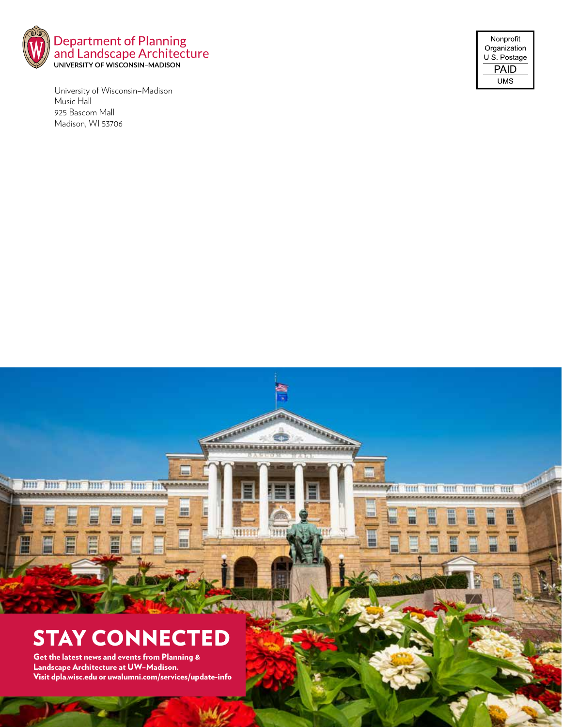Department of Planning and Landscape Architecture
UNIVERSITY OF WISCONSIN–MADISON

University of Wisconsin–Madison
Music Hall
925 Bascom Mall
Madison, WI 53706

Nonprofit
Organization
U.S. Postage
PAID
UMS

# STAY CONNECTED

**Get the latest news and events from Planning & Landscape Architecture at UW–Madison.**
**Visit dpla.wisc.edu or uwalumni.com/services/update-info**